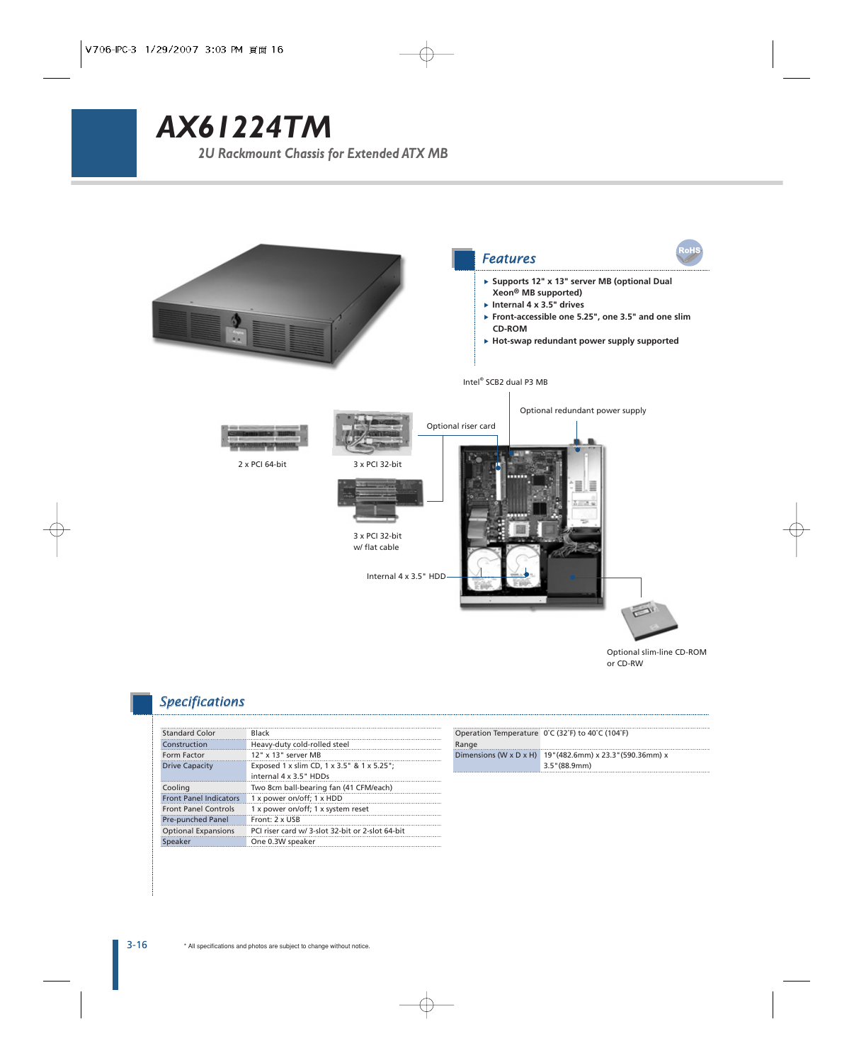# AX61224TM

## 2U Rackmount Chassis for Extended ATX MB

## Features

- Supports 12" x 13" server MB (optional Dual Xeon® MB supported)
- Internal 4 x 3.5" drives
- Front-accessible one 5.25", one 3.5" and one slim CD-ROM
- Hot-swap redundant power supply supported

Intel® SCB2 dual P3 MB

Optional redundant power supply

Optional riser card

2 x PCI 64-bit

3 x PCI 32-bit

3 x PCI 32-bit w/ flat cable

Internal 4 x 3.5" HDD

Optional slim-line CD-ROM or CD-RW

## Specifications

| | |
|---|---|
| Standard Color | Black |
| Construction | Heavy-duty cold-rolled steel |
| Form Factor | 12" x 13" server MB |
| Drive Capacity | Exposed 1 x slim CD, 1 x 3.5" & 1 x 5.25"; internal 4 x 3.5" HDDs |
| Cooling | Two 8cm ball-bearing fan (41 CFM/each) |
| Front Panel Indicators | 1 x power on/off; 1 x HDD |
| Front Panel Controls | 1 x power on/off; 1 x system reset |
| Pre-punched Panel | Front: 2 x USB |
| Optional Expansions | PCI riser card w/ 3-slot 32-bit or 2-slot 64-bit |
| Speaker | One 0.3W speaker |

| | |
|---|---|
| Operation Temperature Range | 0˚C (32˚F) to 40˚C (104˚F) |
| Dimensions (W x D x H) | 19"(482.6mm) x 23.3"(590.36mm) x 3.5"(88.9mm) |

* All specifications and photos are subject to change without notice.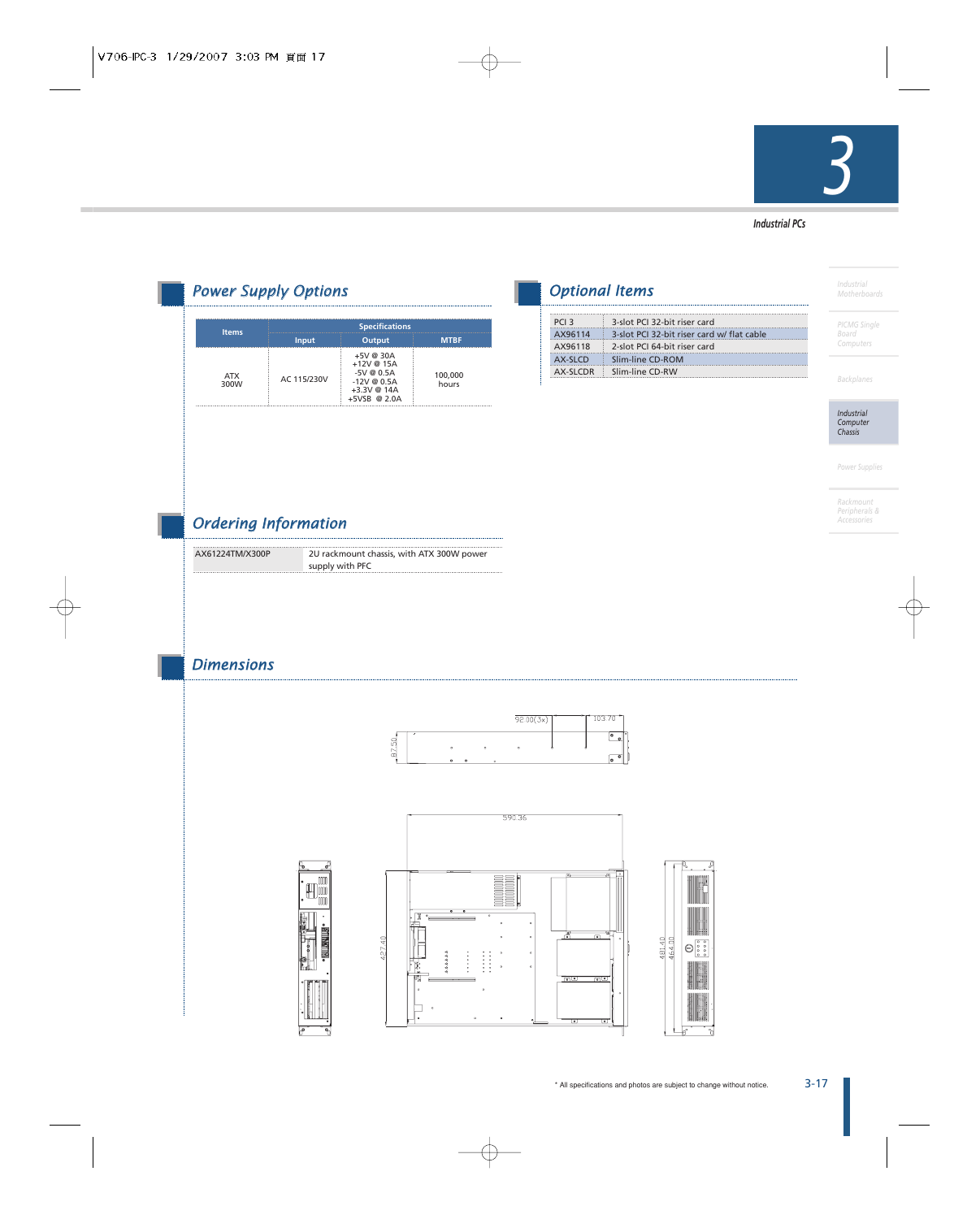## Power Supply Options

| Items | Specifications | | |
| --- | --- | --- | --- |
| | Input | Output | MTBF |
| ATX 300W | AC 115/230V | +5V @ 30A<br>+12V @ 15A<br>-5V @ 0.5A<br>-12V @ 0.5A<br>+3.3V @ 14A<br>+5VSB @ 2.0A | 100,000 hours |

## Optional Items

| | |
| --- | --- |
| PCI 3 | 3-slot PCI 32-bit riser card |
| AX96114 | 3-slot PCI 32-bit riser card w/ flat cable |
| AX96118 | 2-slot PCI 64-bit riser card |
| AX-SLCD | Slim-line CD-ROM |
| AX-SLCDR | Slim-line CD-RW |

## Ordering Information

| | |
| --- | --- |
| AX61224TM/X300P | 2U rackmount chassis, with ATX 300W power supply with PFC |

## Dimensions

92.00(3x)
103.70
87.50
590.36
427.40
481.40
464.30

* All specifications and photos are subject to change without notice.